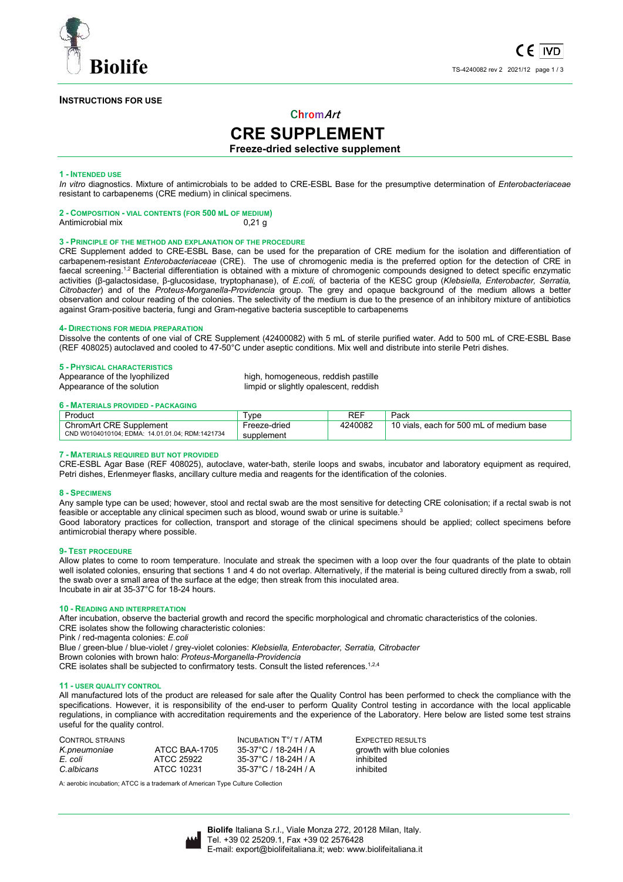**INSTRUCTIONS FOR USE**

# ChromArt
# CRE SUPPLEMENT
**Freeze-dried selective supplement**

## 1 - INTENDED USE

*In vitro* diagnostics. Mixture of antimicrobials to be added to CRE-ESBL Base for the presumptive determination of *Enterobacteriaceae* resistant to carbapenems (CRE medium) in clinical specimens.

## 2 - COMPOSITION - VIAL CONTENTS (FOR 500 ML OF MEDIUM)

Antimicrobial mix 0,21 g

## 3 - PRINCIPLE OF THE METHOD AND EXPLANATION OF THE PROCEDURE

CRE Supplement added to CRE-ESBL Base, can be used for the preparation of CRE medium for the isolation and differentiation of carbapenem-resistant *Enterobacteriaceae* (CRE). The use of chromogenic media is the preferred option for the detection of CRE in faecal screening.[1,2] Bacterial differentiation is obtained with a mixture of chromogenic compounds designed to detect specific enzymatic activities (β-galactosidase, β-glucosidase, tryptophanase), of *E.coli,* of bacteria of the KESC group (*Klebsiella, Enterobacter, Serratia, Citrobacter*) and of the *Proteus-Morganella-Providencia* group. The grey and opaque background of the medium allows a better observation and colour reading of the colonies. The selectivity of the medium is due to the presence of an inhibitory mixture of antibiotics against Gram-positive bacteria, fungi and Gram-negative bacteria susceptible to carbapenems

## 4- DIRECTIONS FOR MEDIA PREPARATION

Dissolve the contents of one vial of CRE Supplement (42400082) with 5 mL of sterile purified water. Add to 500 mL of CRE-ESBL Base (REF 408025) autoclaved and cooled to 47-50°C under aseptic conditions. Mix well and distribute into sterile Petri dishes.

## 5 - PHYSICAL CHARACTERISTICS

| | |
|---|---|
| Appearance of the lyophilized | high, homogeneous, reddish pastille |
| Appearance of the solution | limpid or slightly opalescent, reddish |

## 6 - MATERIALS PROVIDED - PACKAGING

| Product | Type | REF | Pack |
|---|---|---|---|
| ChromArt CRE Supplement<br>CND W0104010104; EDMA: 14.01.01.04; RDM:1421734 | Freeze-dried supplement | 4240082 | 10 vials, each for 500 mL of medium base |

## 7 - MATERIALS REQUIRED BUT NOT PROVIDED

CRE-ESBL Agar Base (REF 408025), autoclave, water-bath, sterile loops and swabs, incubator and laboratory equipment as required, Petri dishes, Erlenmeyer flasks, ancillary culture media and reagents for the identification of the colonies.

## 8 - SPECIMENS

Any sample type can be used; however, stool and rectal swab are the most sensitive for detecting CRE colonisation; if a rectal swab is not feasible or acceptable any clinical specimen such as blood, wound swab or urine is suitable.[3]

Good laboratory practices for collection, transport and storage of the clinical specimens should be applied; collect specimens before antimicrobial therapy where possible.

## 9- TEST PROCEDURE

Allow plates to come to room temperature. Inoculate and streak the specimen with a loop over the four quadrants of the plate to obtain well isolated colonies, ensuring that sections 1 and 4 do not overlap. Alternatively, if the material is being cultured directly from a swab, roll the swab over a small area of the surface at the edge; then streak from this inoculated area.

Incubate in air at 35-37°C for 18-24 hours.

## 10 - READING AND INTERPRETATION

After incubation, observe the bacterial growth and record the specific morphological and chromatic characteristics of the colonies.

CRE isolates show the following characteristic colonies:

Pink / red-magenta colonies: *E.coli*

Blue / green-blue / blue-violet / grey-violet colonies: *Klebsiella, Enterobacter, Serratia, Citrobacter*

Brown colonies with brown halo: *Proteus-Morganella-Providencia*

CRE isolates shall be subjected to confirmatory tests. Consult the listed references.[1,2,4]

## 11 - USER QUALITY CONTROL

All manufactured lots of the product are released for sale after the Quality Control has been performed to check the compliance with the specifications. However, it is responsibility of the end-user to perform Quality Control testing in accordance with the local applicable regulations, in compliance with accreditation requirements and the experience of the Laboratory. Here below are listed some test strains useful for the quality control.

| CONTROL STRAINS | | INCUBATION T°/ T / ATM | EXPECTED RESULTS |
|---|---|---|---|
| *K.pneumoniae* | ATCC BAA-1705 | 35-37°C / 18-24H / A | growth with blue colonies |
| *E. coli* | ATCC 25922 | 35-37°C / 18-24H / A | inhibited |
| *C.albicans* | ATCC 10231 | 35-37°C / 18-24H / A | inhibited |

A: aerobic incubation; ATCC is a trademark of American Type Culture Collection

**Biolife** Italiana S.r.l., Viale Monza 272, 20128 Milan, Italy.
Tel. +39 02 25209.1, Fax +39 02 2576428
E-mail: export@biolifeitaliana.it; web: www.biolifeitaliana.it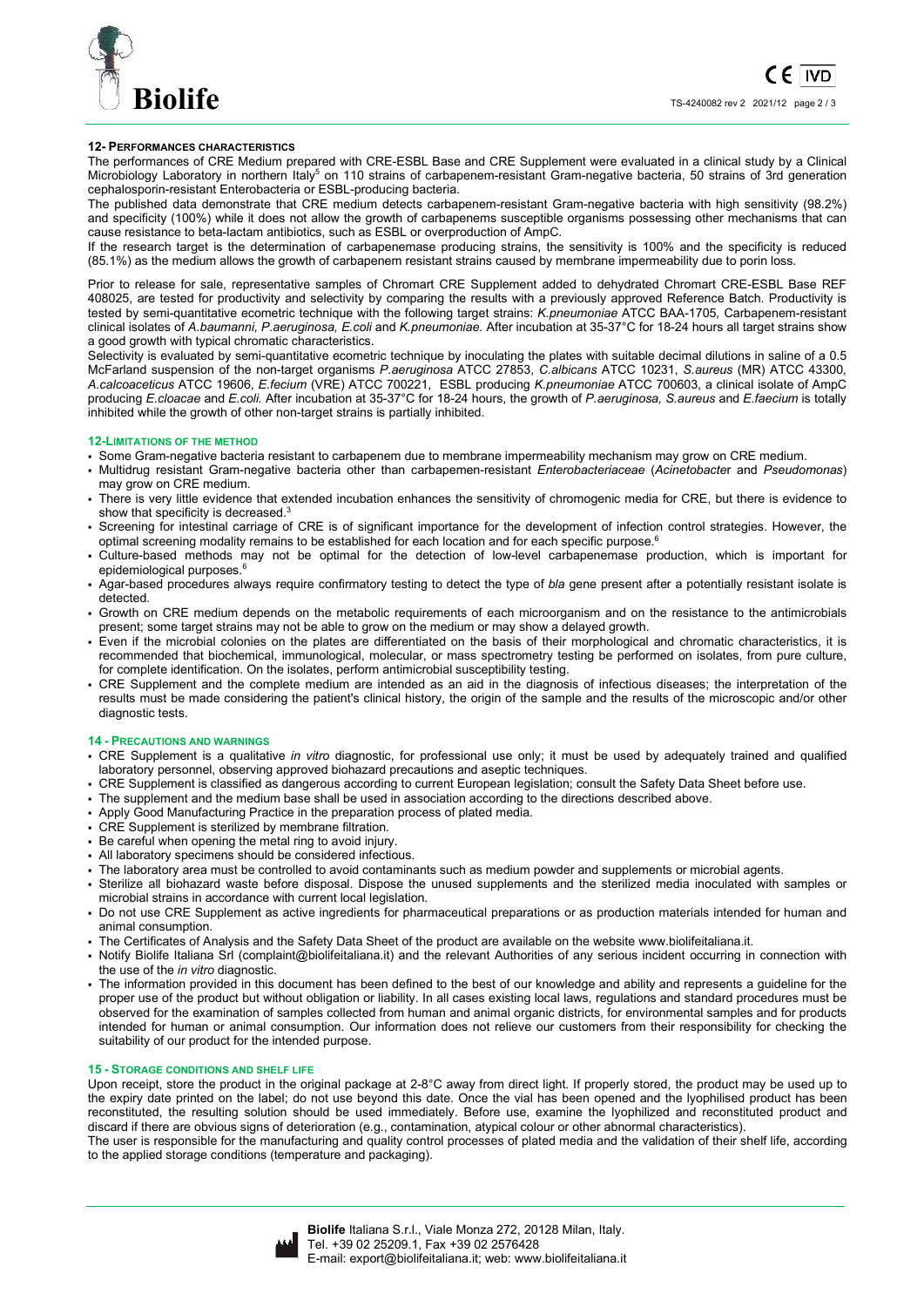## 12- PERFORMANCES CHARACTERISTICS

The performances of CRE Medium prepared with CRE-ESBL Base and CRE Supplement were evaluated in a clinical study by a Clinical Microbiology Laboratory in northern Italy[5] on 110 strains of carbapenem-resistant Gram-negative bacteria, 50 strains of 3rd generation cephalosporin-resistant Enterobacteria or ESBL-producing bacteria.

The published data demonstrate that CRE medium detects carbapenem-resistant Gram-negative bacteria with high sensitivity (98.2%) and specificity (100%) while it does not allow the growth of carbapenems susceptible organisms possessing other mechanisms that can cause resistance to beta-lactam antibiotics, such as ESBL or overproduction of AmpC.

If the research target is the determination of carbapenemase producing strains, the sensitivity is 100% and the specificity is reduced (85.1%) as the medium allows the growth of carbapenem resistant strains caused by membrane impermeability due to porin loss.

Prior to release for sale, representative samples of Chromart CRE Supplement added to dehydrated Chromart CRE-ESBL Base REF 408025, are tested for productivity and selectivity by comparing the results with a previously approved Reference Batch. Productivity is tested by semi-quantitative ecometric technique with the following target strains: *K.pneumoniae* ATCC BAA-1705, Carbapenem-resistant clinical isolates of *A.baumanni, P.aeruginosa, E.coli* and *K.pneumoniae*. After incubation at 35-37°C for 18-24 hours all target strains show a good growth with typical chromatic characteristics.

Selectivity is evaluated by semi-quantitative ecometric technique by inoculating the plates with suitable decimal dilutions in saline of a 0.5 McFarland suspension of the non-target organisms *P.aeruginosa* ATCC 27853, *C.albicans* ATCC 10231, *S.aureus* (MR) ATCC 43300, *A.calcoaceticus* ATCC 19606, *E.fecium* (VRE) ATCC 700221, ESBL producing *K.pneumoniae* ATCC 700603, a clinical isolate of AmpC producing *E.cloacae* and *E.coli*. After incubation at 35-37°C for 18-24 hours, the growth of *P.aeruginosa, S.aureus* and *E.faecium* is totally inhibited while the growth of other non-target strains is partially inhibited.

## 12-LIMITATIONS OF THE METHOD

- Some Gram-negative bacteria resistant to carbapenem due to membrane impermeability mechanism may grow on CRE medium.
- Multidrug resistant Gram-negative bacteria other than carbapemen-resistant *Enterobacteriaceae* (*Acinetobacter* and *Pseudomonas*) may grow on CRE medium.
- There is very little evidence that extended incubation enhances the sensitivity of chromogenic media for CRE, but there is evidence to show that specificity is decreased.[3]
- Screening for intestinal carriage of CRE is of significant importance for the development of infection control strategies. However, the optimal screening modality remains to be established for each location and for each specific purpose.[6]
- Culture-based methods may not be optimal for the detection of low-level carbapenemase production, which is important for epidemiological purposes.[6]
- Agar-based procedures always require confirmatory testing to detect the type of *bla* gene present after a potentially resistant isolate is detected.
- Growth on CRE medium depends on the metabolic requirements of each microorganism and on the resistance to the antimicrobials present; some target strains may not be able to grow on the medium or may show a delayed growth.
- Even if the microbial colonies on the plates are differentiated on the basis of their morphological and chromatic characteristics, it is recommended that biochemical, immunological, molecular, or mass spectrometry testing be performed on isolates, from pure culture, for complete identification. On the isolates, perform antimicrobial susceptibility testing.
- CRE Supplement and the complete medium are intended as an aid in the diagnosis of infectious diseases; the interpretation of the results must be made considering the patient's clinical history, the origin of the sample and the results of the microscopic and/or other diagnostic tests.

## 14 - PRECAUTIONS AND WARNINGS

- CRE Supplement is a qualitative *in vitro* diagnostic, for professional use only; it must be used by adequately trained and qualified laboratory personnel, observing approved biohazard precautions and aseptic techniques.
- CRE Supplement is classified as dangerous according to current European legislation; consult the Safety Data Sheet before use.
- The supplement and the medium base shall be used in association according to the directions described above.
- Apply Good Manufacturing Practice in the preparation process of plated media.
- CRE Supplement is sterilized by membrane filtration.
- Be careful when opening the metal ring to avoid injury.
- All laboratory specimens should be considered infectious.
- The laboratory area must be controlled to avoid contaminants such as medium powder and supplements or microbial agents.
- Sterilize all biohazard waste before disposal. Dispose the unused supplements and the sterilized media inoculated with samples or microbial strains in accordance with current local legislation.
- Do not use CRE Supplement as active ingredients for pharmaceutical preparations or as production materials intended for human and animal consumption.
- The Certificates of Analysis and the Safety Data Sheet of the product are available on the website www.biolifeitaliana.it.
- Notify Biolife Italiana Srl (complaint@biolifeitaliana.it) and the relevant Authorities of any serious incident occurring in connection with the use of the *in vitro* diagnostic.
- The information provided in this document has been defined to the best of our knowledge and ability and represents a guideline for the proper use of the product but without obligation or liability. In all cases existing local laws, regulations and standard procedures must be observed for the examination of samples collected from human and animal organic districts, for environmental samples and for products intended for human or animal consumption. Our information does not relieve our customers from their responsibility for checking the suitability of our product for the intended purpose.

## 15 - STORAGE CONDITIONS AND SHELF LIFE

Upon receipt, store the product in the original package at 2-8°C away from direct light. If properly stored, the product may be used up to the expiry date printed on the label; do not use beyond this date. Once the vial has been opened and the lyophilised product has been reconstituted, the resulting solution should be used immediately. Before use, examine the lyophilized and reconstituted product and discard if there are obvious signs of deterioration (e.g., contamination, atypical colour or other abnormal characteristics).

The user is responsible for the manufacturing and quality control processes of plated media and the validation of their shelf life, according to the applied storage conditions (temperature and packaging).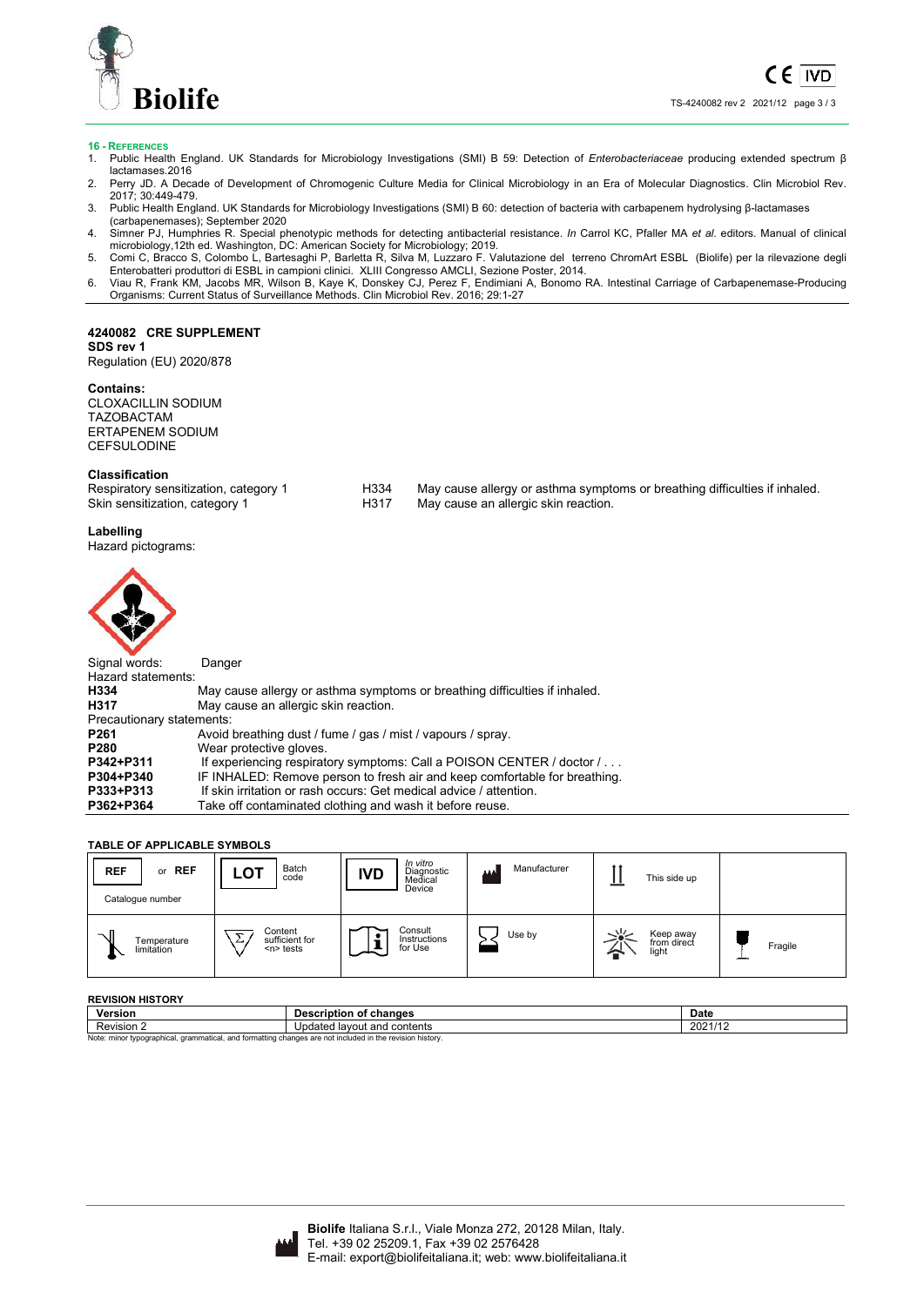### 16 - REFERENCES

1. Public Health England. UK Standards for Microbiology Investigations (SMI) B 59: Detection of *Enterobacteriaceae* producing extended spectrum β lactamases.2016
2. Perry JD. A Decade of Development of Chromogenic Culture Media for Clinical Microbiology in an Era of Molecular Diagnostics. Clin Microbiol Rev. 2017; 30:449-479.
3. Public Health England. UK Standards for Microbiology Investigations (SMI) B 60: detection of bacteria with carbapenem hydrolysing β-lactamases (carbapenemases); September 2020
4. Simner PJ, Humphries R. Special phenotypic methods for detecting antibacterial resistance. *In* Carrol KC, Pfaller MA *et al.* editors. Manual of clinical microbiology,12th ed. Washington, DC: American Society for Microbiology; 2019.
5. Comi C, Bracco S, Colombo L, Bartesaghi P, Barletta R, Silva M, Luzzaro F. Valutazione del terreno ChromArt ESBL (Biolife) per la rilevazione degli Enterobatteri produttori di ESBL in campioni clinici. XLIII Congresso AMCLI, Sezione Poster, 2014.
6. Viau R, Frank KM, Jacobs MR, Wilson B, Kaye K, Donskey CJ, Perez F, Endimiani A, Bonomo RA. Intestinal Carriage of Carbapenemase-Producing Organisms: Current Status of Surveillance Methods. Clin Microbiol Rev. 2016; 29:1-27

### 4240082 CRE SUPPLEMENT

**SDS rev 1**

Regulation (EU) 2020/878

**Contains:**

CLOXACILLIN SODIUM
TAZOBACTAM
ERTAPENEM SODIUM
CEFSULODINE

**Classification**

| | | |
|---|---|---|
| Respiratory sensitization, category 1 | H334 | May cause allergy or asthma symptoms or breathing difficulties if inhaled. |
| Skin sensitization, category 1 | H317 | May cause an allergic skin reaction. |

**Labelling**

Hazard pictograms:

Signal words: Danger

Hazard statements:

| | |
|---|---|
| **H334** | May cause allergy or asthma symptoms or breathing difficulties if inhaled. |
| **H317** | May cause an allergic skin reaction. |

Precautionary statements:

| | |
|---|---|
| **P261** | Avoid breathing dust / fume / gas / mist / vapours / spray. |
| **P280** | Wear protective gloves. |
| **P342+P311** | If experiencing respiratory symptoms: Call a POISON CENTER / doctor / . . . |
| **P304+P340** | IF INHALED: Remove person to fresh air and keep comfortable for breathing. |
| **P333+P313** | If skin irritation or rash occurs: Get medical advice / attention. |
| **P362+P364** | Take off contaminated clothing and wash it before reuse. |

**TABLE OF APPLICABLE SYMBOLS**

| | | | | | |
|---|---|---|---|---|---|
| REF or REF Catalogue number | LOT Batch code | IVD In vitro Diagnostic Medical Device | Manufacturer | This side up | |
| Temperature limitation | Content sufficient for <n> tests | Consult Instructions for Use | Use by | Keep away from direct light | Fragile |

**REVISION HISTORY**

| Version | Description of changes | Date |
|---|---|---|
| Revision 2 | Updated layout and contents | 2021/12 |

Note: minor typographical, grammatical, and formatting changes are not included in the revision history.

**Biolife** Italiana S.r.l., Viale Monza 272, 20128 Milan, Italy.
Tel. +39 02 25209.1, Fax +39 02 2576428
E-mail: export@biolifeitaliana.it; web: www.biolifeitaliana.it